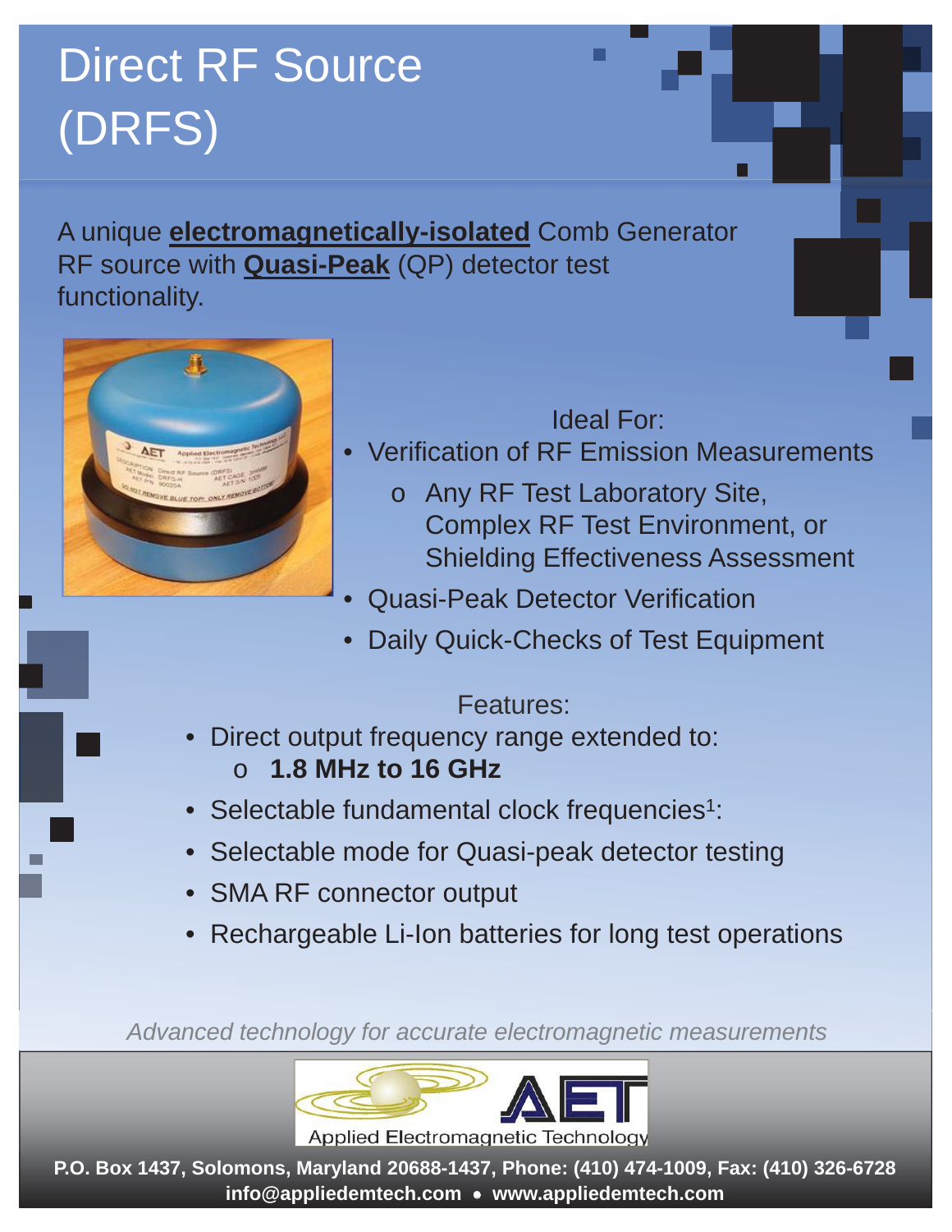# Direct RF Source (DRFS)

A unique **electromagnetically-isolated** Comb Generator RF source with **Quasi-Peak** (QP) detector test functionality.

Ideal For:

- Verification of RF Emission Measurements
  - Any RF Test Laboratory Site, Complex RF Test Environment, or Shielding Effectiveness Assessment
- Quasi-Peak Detector Verification
- Daily Quick-Checks of Test Equipment

Features:

- Direct output frequency range extended to:
  - **1.8 MHz to 16 GHz**
- Selectable fundamental clock frequencies[1]:
- Selectable mode for Quasi-peak detector testing
- SMA RF connector output
- Rechargeable Li-Ion batteries for long test operations

*Advanced technology for accurate electromagnetic measurements*

Applied Electromagnetic Technology

**P.O. Box 1437, Solomons, Maryland 20688-1437, Phone: (410) 474-1009, Fax: (410) 326-6728**
**info@appliedemtech.com • www.appliedemtech.com**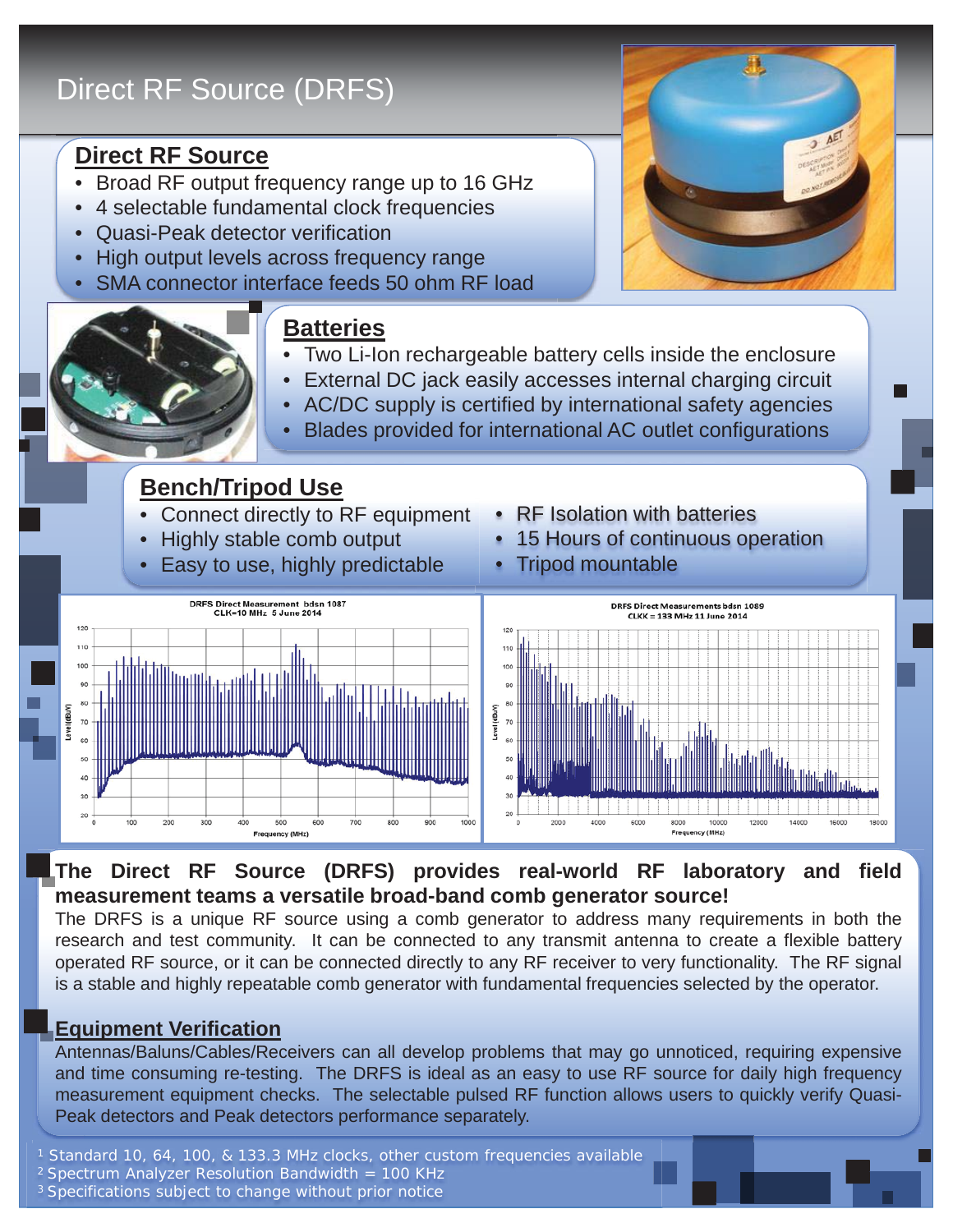# Direct RF Source (DRFS)

## Direct RF Source

- Broad RF output frequency range up to 16 GHz
- 4 selectable fundamental clock frequencies
- Quasi-Peak detector verification
- High output levels across frequency range
- SMA connector interface feeds 50 ohm RF load

## Batteries

- Two Li-Ion rechargeable battery cells inside the enclosure
- External DC jack easily accesses internal charging circuit
- AC/DC supply is certified by international safety agencies
- Blades provided for international AC outlet configurations

## Bench/Tripod Use

- Connect directly to RF equipment
- Highly stable comb output
- Easy to use, highly predictable
- RF Isolation with batteries
- 15 Hours of continuous operation
- Tripod mountable

DRFS Direct Measurement bdsn 1087
CLK=10 MHz 5 June 2014
Level (dBuV)
Frequency (MHz)
120
110
100
90
80
70
60
50
40
30
20
0
100
200
300
400
500
600
700
800
900
1000

DRFS Direct Measurements bdsn 1089
CLKK = 133 MHz 11 June 2014
Level (dBuV)
Frequency (MHz)
120
110
100
90
80
70
60
50
40
30
20
0
2000
4000
6000
8000
10000
12000
14000
16000
18000

**The Direct RF Source (DRFS) provides real-world RF laboratory and field measurement teams a versatile broad-band comb generator source!**

The DRFS is a unique RF source using a comb generator to address many requirements in both the research and test community. It can be connected to any transmit antenna to create a flexible battery operated RF source, or it can be connected directly to any RF receiver to very functionality. The RF signal is a stable and highly repeatable comb generator with fundamental frequencies selected by the operator.

## Equipment Verification

Antennas/Baluns/Cables/Receivers can all develop problems that may go unnoticed, requiring expensive and time consuming re-testing. The DRFS is ideal as an easy to use RF source for daily high frequency measurement equipment checks. The selectable pulsed RF function allows users to quickly verify Quasi-Peak detectors and Peak detectors performance separately.

[1] Standard 10, 64, 100, & 133.3 MHz clocks, other custom frequencies available
[2] Spectrum Analyzer Resolution Bandwidth = 100 KHz
[3] Specifications subject to change without prior notice